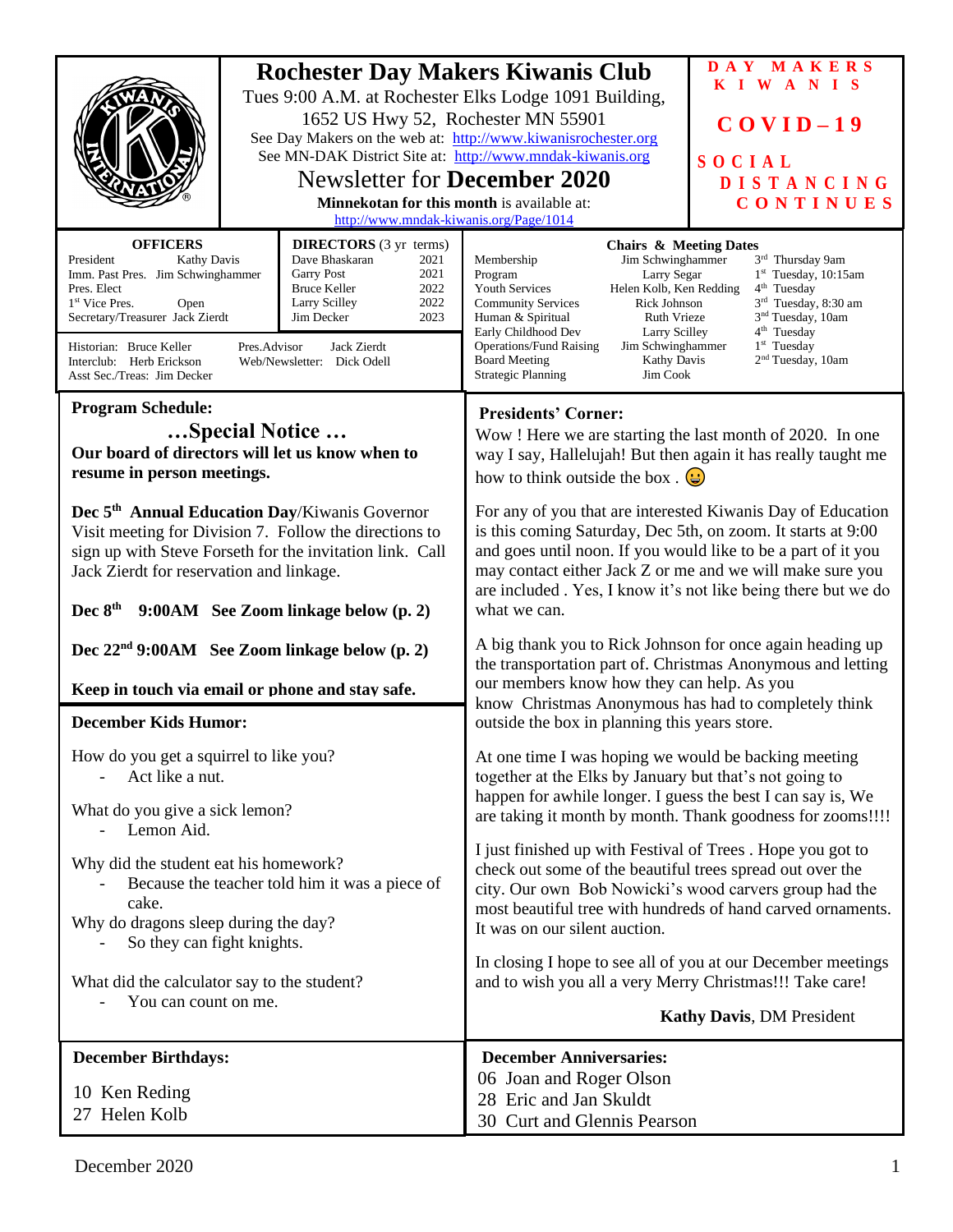# Rochester Day Makers Kiwanis Club

Tues 9:00 A.M. at Rochester Elks Lodge 1091 Building, 1652 US Hwy 52, Rochester MN 55901

See Day Makers on the web at: http://www.kiwanisrochester.org

See MN-DAK District Site at: http://www.mndak-kiwanis.org

## Newsletter for December 2020

**Minnekotan for this month** is available at: http://www.mndak-kiwanis.org/Page/1014

**DAY MAKERS KIWANIS**

**COVID–19**

**SOCIAL DISTANCING CONTINUES**

| OFFICERS | |
|---|---|
| President | Kathy Davis |
| Imm. Past Pres. | Jim Schwinghammer |
| Pres. Elect | |
| 1st Vice Pres. | Open |
| Secretary/Treasurer | Jack Zierdt |

| DIRECTORS (3 yr terms) | |
|---|---|
| Dave Bhaskaran | 2021 |
| Garry Post | 2021 |
| Bruce Keller | 2022 |
| Larry Scilley | 2022 |
| Jim Decker | 2023 |

Historian: Bruce Keller
Interclub: Herb Erickson
Asst Sec./Treas: Jim Decker
Pres.Advisor: Jack Zierdt
Web/Newsletter: Dick Odell

| Chairs & Meeting Dates | | |
|---|---|---|
| Membership | Jim Schwinghammer | 3rd Thursday 9am |
| Program | Larry Segar | 1st Tuesday, 10:15am |
| Youth Services | Helen Kolb, Ken Redding | 4th Tuesday |
| Community Services | Rick Johnson | 3rd Tuesday, 8:30 am |
| Human & Spiritual | Ruth Vrieze | 3nd Tuesday, 10am |
| Early Childhood Dev | Larry Scilley | 4th Tuesday |
| Operations/Fund Raising | Jim Schwinghammer | 1st Tuesday |
| Board Meeting | Kathy Davis | 2nd Tuesday, 10am |
| Strategic Planning | Jim Cook | |

## Program Schedule:

### …Special Notice …

**Our board of directors will let us know when to resume in person meetings.**

**Dec 5th Annual Education Day**/Kiwanis Governor Visit meeting for Division 7. Follow the directions to sign up with Steve Forseth for the invitation link. Call Jack Zierdt for reservation and linkage.

**Dec 8th 9:00AM See Zoom linkage below (p. 2)**

**Dec 22nd 9:00AM See Zoom linkage below (p. 2)**

**Keep in touch via email or phone and stay safe.**

## December Kids Humor:

How do you get a squirrel to like you?
- Act like a nut.

What do you give a sick lemon?
- Lemon Aid.

Why did the student eat his homework?
- Because the teacher told him it was a piece of cake.

Why do dragons sleep during the day?
- So they can fight knights.

What did the calculator say to the student?
- You can count on me.

## Presidents' Corner:

Wow ! Here we are starting the last month of 2020. In one way I say, Hallelujah! But then again it has really taught me how to think outside the box . 😀

For any of you that are interested Kiwanis Day of Education is this coming Saturday, Dec 5th, on zoom. It starts at 9:00 and goes until noon. If you would like to be a part of it you may contact either Jack Z or me and we will make sure you are included . Yes, I know it's not like being there but we do what we can.

A big thank you to Rick Johnson for once again heading up the transportation part of. Christmas Anonymous and letting our members know how they can help. As you know Christmas Anonymous has had to completely think outside the box in planning this years store.

At one time I was hoping we would be backing meeting together at the Elks by January but that's not going to happen for awhile longer. I guess the best I can say is, We are taking it month by month. Thank goodness for zooms!!!!

I just finished up with Festival of Trees . Hope you got to check out some of the beautiful trees spread out over the city. Our own Bob Nowicki's wood carvers group had the most beautiful tree with hundreds of hand carved ornaments. It was on our silent auction.

In closing I hope to see all of you at our December meetings and to wish you all a very Merry Christmas!!! Take care!

**Kathy Davis**, DM President

## December Birthdays:

10 Ken Reding
27 Helen Kolb

## December Anniversaries:

06 Joan and Roger Olson
28 Eric and Jan Skuldt
30 Curt and Glennis Pearson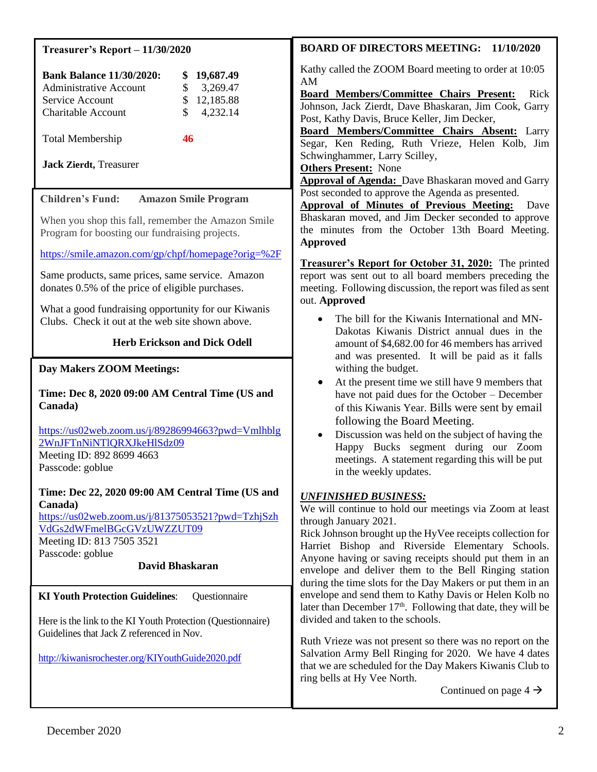### Treasurer's Report – 11/30/2020

| | |
|---|---|
| **Bank Balance 11/30/2020:** | **$ 19,687.49** |
| Administrative Account | $ 3,269.47 |
| Service Account | $ 12,185.88 |
| Charitable Account | $ 4,232.14 |

Total Membership **46**

**Jack Zierdt,** Treasurer

### Children's Fund: Amazon Smile Program

When you shop this fall, remember the Amazon Smile Program for boosting our fundraising projects.

https://smile.amazon.com/gp/chpf/homepage?orig=%2F

Same products, same prices, same service. Amazon donates 0.5% of the price of eligible purchases.

What a good fundraising opportunity for our Kiwanis Clubs. Check it out at the web site shown above.

**Herb Erickson and Dick Odell**

### Day Makers ZOOM Meetings:

**Time: Dec 8, 2020 09:00 AM Central Time (US and Canada)**

https://us02web.zoom.us/j/89286994663?pwd=Vmlhblg2WnJFTnNiNTlQRXJkeHlSdz09
Meeting ID: 892 8699 4663
Passcode: goblue

**Time: Dec 22, 2020 09:00 AM Central Time (US and Canada)**
https://us02web.zoom.us/j/81375053521?pwd=TzhjSzhVdGs2dWFmelBGcGVzUWZZUT09
Meeting ID: 813 7505 3521
Passcode: goblue

**David Bhaskaran**

### KI Youth Protection Guidelines: Questionnaire

Here is the link to the KI Youth Protection (Questionnaire) Guidelines that Jack Z referenced in Nov.

http://kiwanisrochester.org/KIYouthGuide2020.pdf

### BOARD OF DIRECTORS MEETING: 11/10/2020

Kathy called the ZOOM Board meeting to order at 10:05 AM

**Board Members/Committee Chairs Present:** Rick Johnson, Jack Zierdt, Dave Bhaskaran, Jim Cook, Garry Post, Kathy Davis, Bruce Keller, Jim Decker,

**Board Members/Committee Chairs Absent:** Larry Segar, Ken Reding, Ruth Vrieze, Helen Kolb, Jim Schwinghammer, Larry Scilley,

**Others Present:** None

**Approval of Agenda:** Dave Bhaskaran moved and Garry Post seconded to approve the Agenda as presented.

**Approval of Minutes of Previous Meeting:** Dave Bhaskaran moved, and Jim Decker seconded to approve the minutes from the October 13th Board Meeting. **Approved**

**Treasurer's Report for October 31, 2020:** The printed report was sent out to all board members preceding the meeting. Following discussion, the report was filed as sent out. **Approved**

- The bill for the Kiwanis International and MN-Dakotas Kiwanis District annual dues in the amount of $4,682.00 for 46 members has arrived and was presented. It will be paid as it falls withing the budget.
- At the present time we still have 9 members that have not paid dues for the October – December of this Kiwanis Year. Bills were sent by email following the Board Meeting.
- Discussion was held on the subject of having the Happy Bucks segment during our Zoom meetings. A statement regarding this will be put in the weekly updates.

***UNFINISHED BUSINESS:***

We will continue to hold our meetings via Zoom at least through January 2021.

Rick Johnson brought up the HyVee receipts collection for Harriet Bishop and Riverside Elementary Schools. Anyone having or saving receipts should put them in an envelope and deliver them to the Bell Ringing station during the time slots for the Day Makers or put them in an envelope and send them to Kathy Davis or Helen Kolb no later than December 17th. Following that date, they will be divided and taken to the schools.

Ruth Vrieze was not present so there was no report on the Salvation Army Bell Ringing for 2020. We have 4 dates that we are scheduled for the Day Makers Kiwanis Club to ring bells at Hy Vee North.

Continued on page 4 →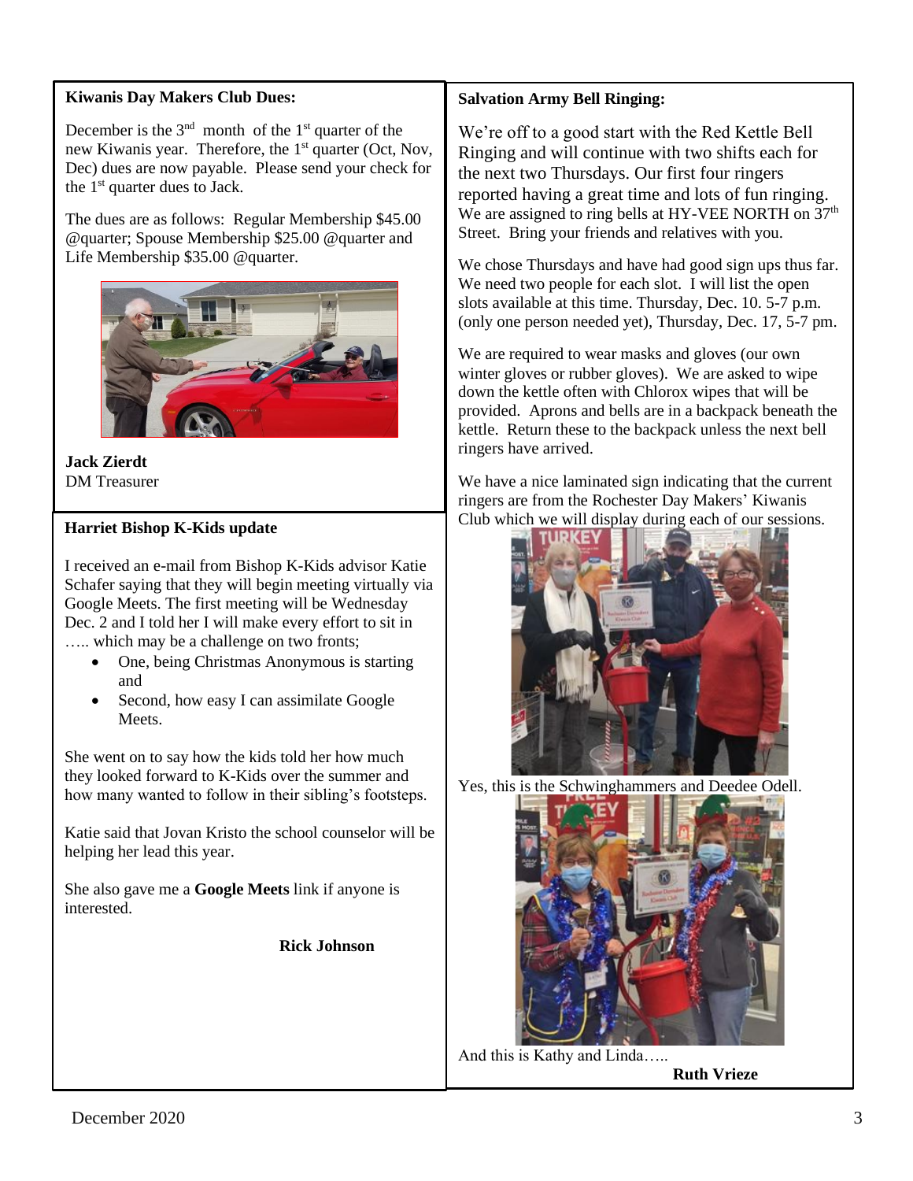**Kiwanis Day Makers Club Dues:**

December is the 3rd month of the 1st quarter of the new Kiwanis year. Therefore, the 1st quarter (Oct, Nov, Dec) dues are now payable. Please send your check for the 1st quarter dues to Jack.

The dues are as follows: Regular Membership $45.00 @quarter; Spouse Membership $25.00 @quarter and Life Membership $35.00 @quarter.

**Jack Zierdt**
DM Treasurer

**Harriet Bishop K-Kids update**

I received an e-mail from Bishop K-Kids advisor Katie Schafer saying that they will begin meeting virtually via Google Meets. The first meeting will be Wednesday Dec. 2 and I told her I will make every effort to sit in ….. which may be a challenge on two fronts;

- One, being Christmas Anonymous is starting and
- Second, how easy I can assimilate Google Meets.

She went on to say how the kids told her how much they looked forward to K-Kids over the summer and how many wanted to follow in their sibling's footsteps.

Katie said that Jovan Kristo the school counselor will be helping her lead this year.

She also gave me a **Google Meets** link if anyone is interested.

**Rick Johnson**

**Salvation Army Bell Ringing:**

We're off to a good start with the Red Kettle Bell Ringing and will continue with two shifts each for the next two Thursdays. Our first four ringers reported having a great time and lots of fun ringing. We are assigned to ring bells at HY-VEE NORTH on 37th Street. Bring your friends and relatives with you.

We chose Thursdays and have had good sign ups thus far. We need two people for each slot. I will list the open slots available at this time. Thursday, Dec. 10. 5-7 p.m. (only one person needed yet), Thursday, Dec. 17, 5-7 pm.

We are required to wear masks and gloves (our own winter gloves or rubber gloves). We are asked to wipe down the kettle often with Chlorox wipes that will be provided. Aprons and bells are in a backpack beneath the kettle. Return these to the backpack unless the next bell ringers have arrived.

We have a nice laminated sign indicating that the current ringers are from the Rochester Day Makers' Kiwanis Club which we will display during each of our sessions.

Yes, this is the Schwinghammers and Deedee Odell.

And this is Kathy and Linda…..

**Ruth Vrieze**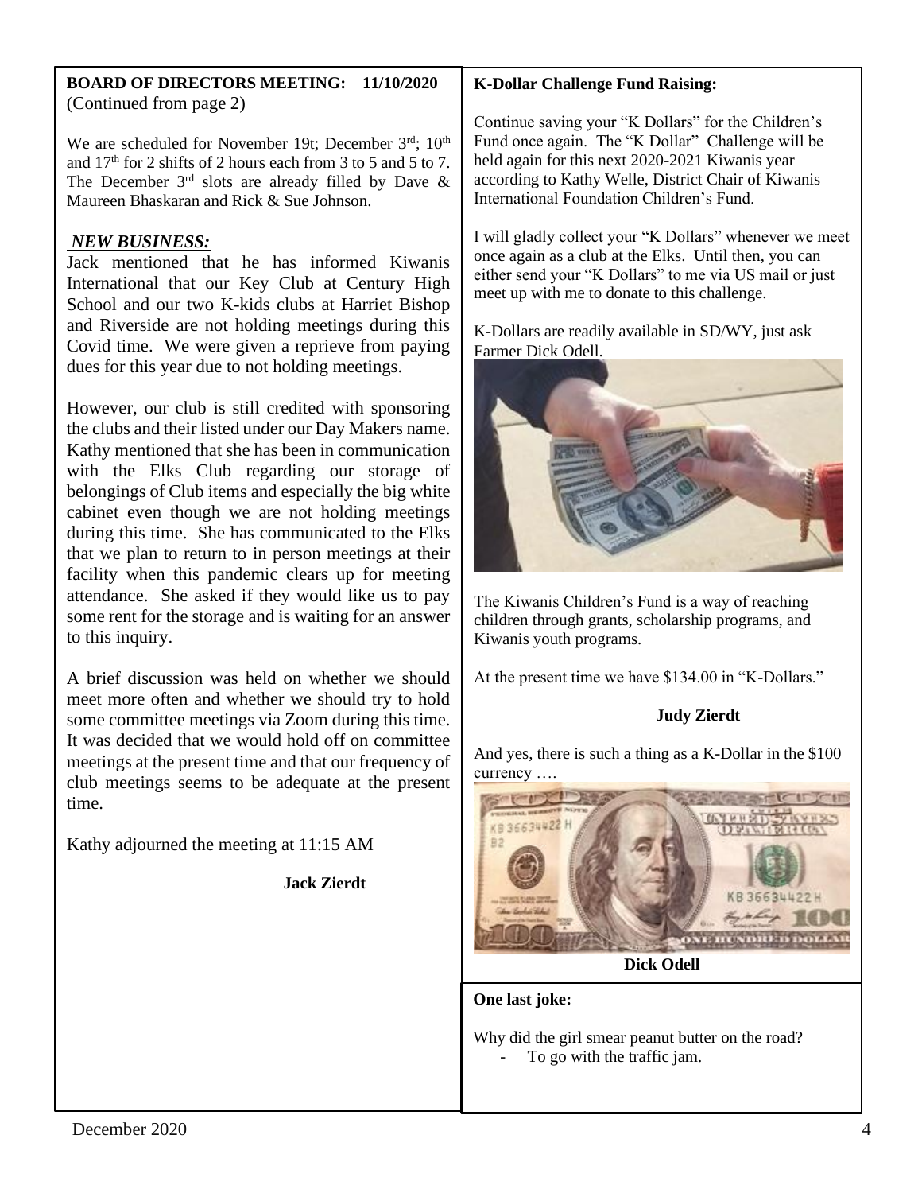**BOARD OF DIRECTORS MEETING: 11/10/2020**
(Continued from page 2)

We are scheduled for November 19t; December 3rd; 10th and 17th for 2 shifts of 2 hours each from 3 to 5 and 5 to 7. The December 3rd slots are already filled by Dave & Maureen Bhaskaran and Rick & Sue Johnson.

***NEW BUSINESS:***

Jack mentioned that he has informed Kiwanis International that our Key Club at Century High School and our two K-kids clubs at Harriet Bishop and Riverside are not holding meetings during this Covid time. We were given a reprieve from paying dues for this year due to not holding meetings.

However, our club is still credited with sponsoring the clubs and their listed under our Day Makers name. Kathy mentioned that she has been in communication with the Elks Club regarding our storage of belongings of Club items and especially the big white cabinet even though we are not holding meetings during this time. She has communicated to the Elks that we plan to return to in person meetings at their facility when this pandemic clears up for meeting attendance. She asked if they would like us to pay some rent for the storage and is waiting for an answer to this inquiry.

A brief discussion was held on whether we should meet more often and whether we should try to hold some committee meetings via Zoom during this time. It was decided that we would hold off on committee meetings at the present time and that our frequency of club meetings seems to be adequate at the present time.

Kathy adjourned the meeting at 11:15 AM

**Jack Zierdt**

**K-Dollar Challenge Fund Raising:**

Continue saving your "K Dollars" for the Children's Fund once again. The "K Dollar" Challenge will be held again for this next 2020-2021 Kiwanis year according to Kathy Welle, District Chair of Kiwanis International Foundation Children's Fund.

I will gladly collect your "K Dollars" whenever we meet once again as a club at the Elks. Until then, you can either send your "K Dollars" to me via US mail or just meet up with me to donate to this challenge.

K-Dollars are readily available in SD/WY, just ask Farmer Dick Odell.

The Kiwanis Children's Fund is a way of reaching children through grants, scholarship programs, and Kiwanis youth programs.

At the present time we have $134.00 in "K-Dollars."

**Judy Zierdt**

And yes, there is such a thing as a K-Dollar in the $100 currency ….

**Dick Odell**

**One last joke:**

Why did the girl smear peanut butter on the road?

- To go with the traffic jam.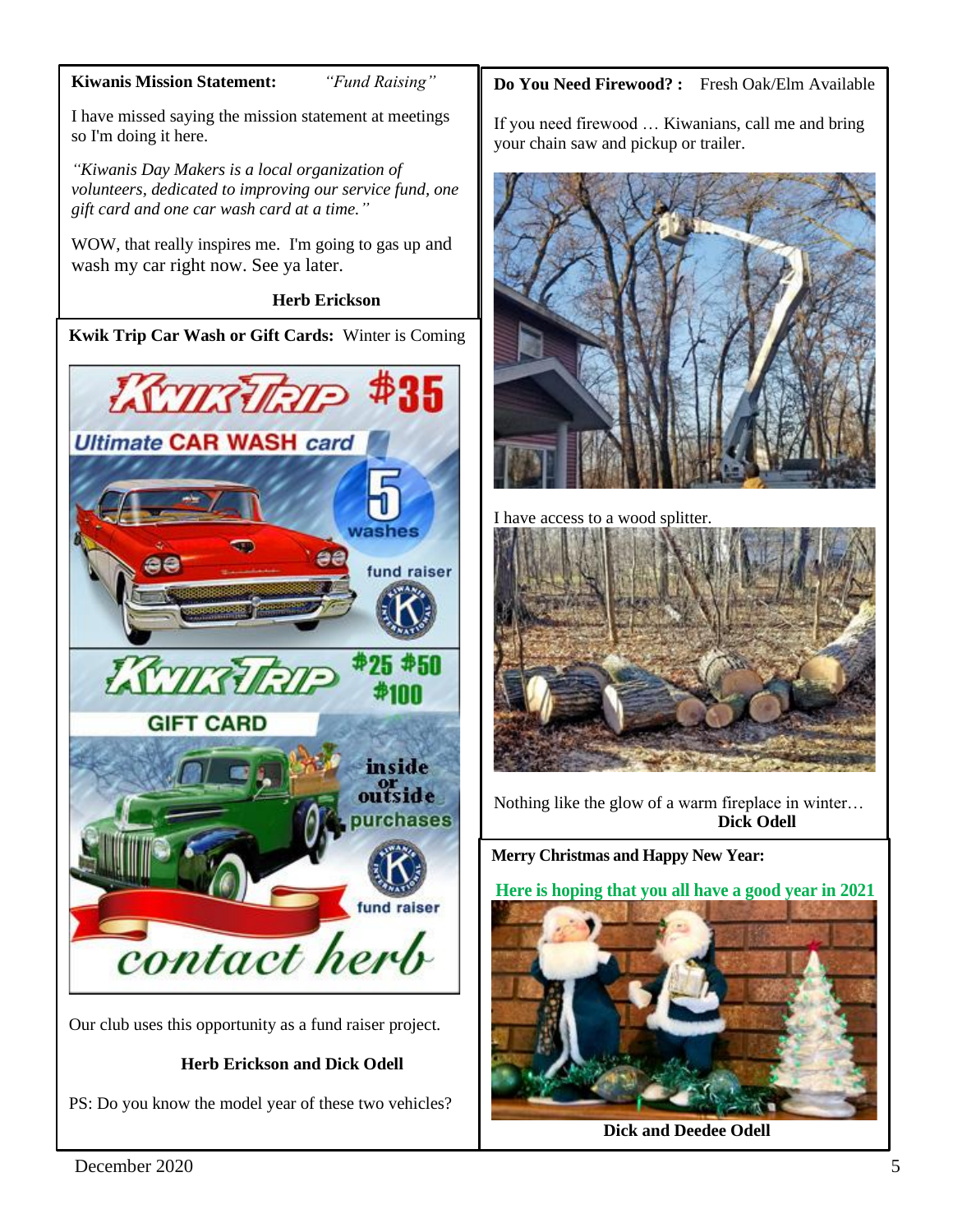**Kiwanis Mission Statement:** *"Fund Raising"*

I have missed saying the mission statement at meetings so I'm doing it here.

*"Kiwanis Day Makers is a local organization of volunteers, dedicated to improving our service fund, one gift card and one car wash card at a time."*

WOW, that really inspires me. I'm going to gas up and wash my car right now. See ya later.

**Herb Erickson**

**Kwik Trip Car Wash or Gift Cards:** Winter is Coming

Our club uses this opportunity as a fund raiser project.

**Herb Erickson and Dick Odell**

PS: Do you know the model year of these two vehicles?

**Do You Need Firewood? :** Fresh Oak/Elm Available

If you need firewood … Kiwanians, call me and bring your chain saw and pickup or trailer.

I have access to a wood splitter.

Nothing like the glow of a warm fireplace in winter…

**Dick Odell**

**Merry Christmas and Happy New Year:**

**Here is hoping that you all have a good year in 2021**

**Dick and Deedee Odell**